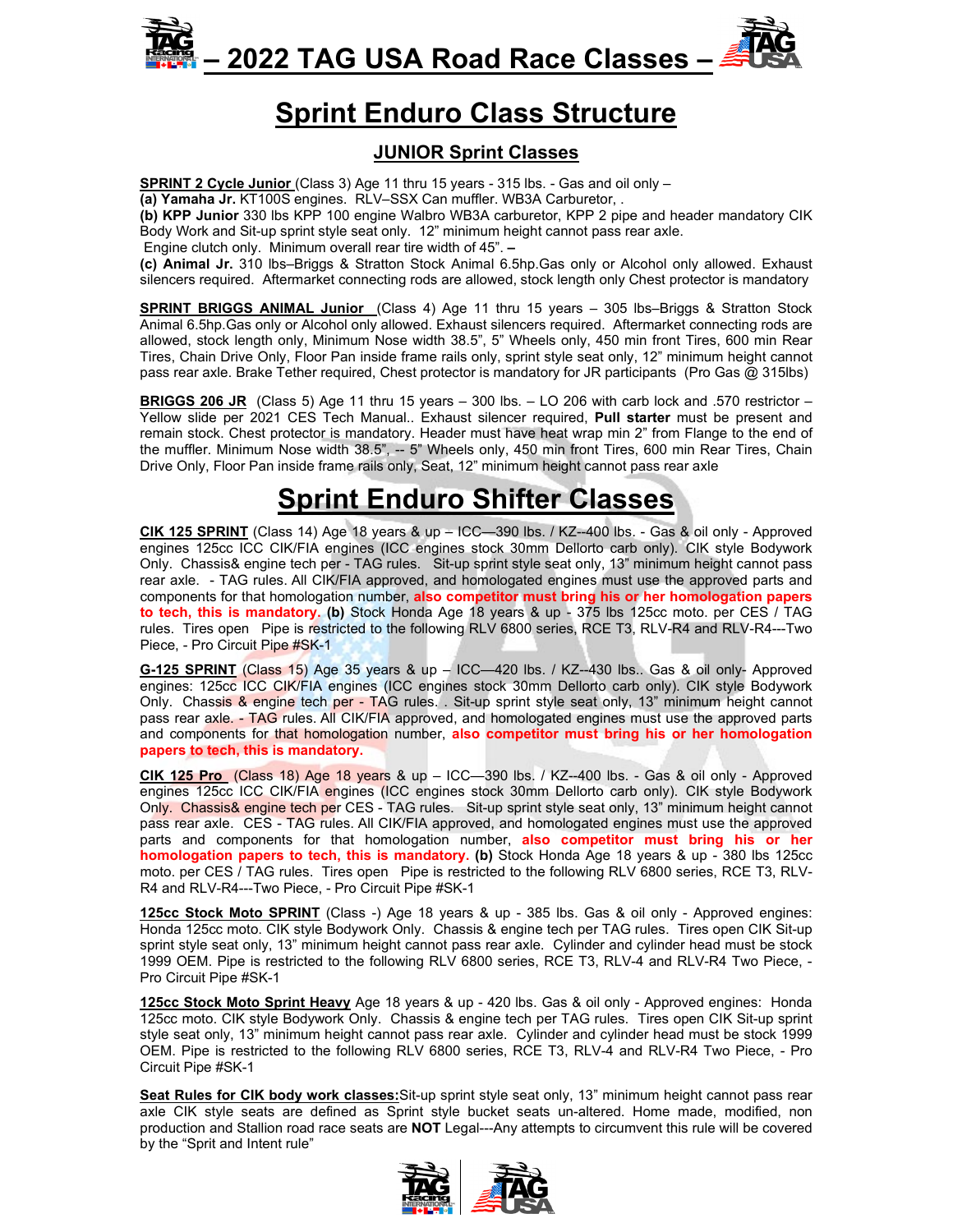# – 2022 TAG USA Road Race Classes –

## Sprint Enduro Class Structure

### JUNIOR Sprint Classes

**SPRINT 2 Cycle Junior** (Class 3) Age 11 thru 15 years - 315 lbs. - Gas and oil only –
**(a) Yamaha Jr.** KT100S engines. RLV–SSX Can muffler. WB3A Carburetor, .
**(b) KPP Junior** 330 lbs KPP 100 engine Walbro WB3A carburetor, KPP 2 pipe and header mandatory CIK Body Work and Sit-up sprint style seat only. 12" minimum height cannot pass rear axle.
Engine clutch only. Minimum overall rear tire width of 45". –
**(c) Animal Jr.** 310 lbs–Briggs & Stratton Stock Animal 6.5hp.Gas only or Alcohol only allowed. Exhaust silencers required. Aftermarket connecting rods are allowed, stock length only Chest protector is mandatory

**SPRINT BRIGGS ANIMAL Junior** (Class 4) Age 11 thru 15 years – 305 lbs–Briggs & Stratton Stock Animal 6.5hp.Gas only or Alcohol only allowed. Exhaust silencers required. Aftermarket connecting rods are allowed, stock length only, Minimum Nose width 38.5", 5" Wheels only, 450 min front Tires, 600 min Rear Tires, Chain Drive Only, Floor Pan inside frame rails only, sprint style seat only, 12" minimum height cannot pass rear axle. Brake Tether required, Chest protector is mandatory for JR participants (Pro Gas @ 315lbs)

**BRIGGS 206 JR** (Class 5) Age 11 thru 15 years – 300 lbs. – LO 206 with carb lock and .570 restrictor – Yellow slide per 2021 CES Tech Manual.. Exhaust silencers required, **Pull starter** must be present and remain stock. Chest protector is mandatory. Header must have heat wrap min 2" from Flange to the end of the muffler. Minimum Nose width 38.5", -- 5" Wheels only, 450 min front Tires, 600 min Rear Tires, Chain Drive Only, Floor Pan inside frame rails only, Seat, 12" minimum height cannot pass rear axle

## Sprint Enduro Shifter Classes

**CIK 125 SPRINT** (Class 14) Age 18 years & up – ICC—390 lbs. / KZ--400 lbs. - Gas & oil only - Approved engines 125cc ICC CIK/FIA engines (ICC engines stock 30mm Dellorto carb only). CIK style Bodywork Only. Chassis& engine tech per - TAG rules. Sit-up sprint style seat only, 13" minimum height cannot pass rear axle. - TAG rules. All CIK/FIA approved, and homologated engines must use the approved parts and components for that homologation number, **also competitor must bring his or her homologation papers to tech, this is mandatory. (b)** Stock Honda Age 18 years & up - 375 lbs 125cc moto. per CES / TAG rules. Tires open Pipe is restricted to the following RLV 6800 series, RCE T3, RLV-R4 and RLV-R4---Two Piece, - Pro Circuit Pipe #SK-1

**G-125 SPRINT** (Class 15) Age 35 years & up – ICC—420 lbs. / KZ--430 lbs.. Gas & oil only- Approved engines: 125cc ICC CIK/FIA engines (ICC engines stock 30mm Dellorto carb only). CIK style Bodywork Only. Chassis & engine tech per - TAG rules. . Sit-up sprint style seat only, 13" minimum height cannot pass rear axle. - TAG rules. All CIK/FIA approved, and homologated engines must use the approved parts and components for that homologation number, **also competitor must bring his or her homologation papers to tech, this is mandatory.**

**CIK 125 Pro** (Class 18) Age 18 years & up – ICC—390 lbs. / KZ--400 lbs. - Gas & oil only - Approved engines 125cc ICC CIK/FIA engines (ICC engines stock 30mm Dellorto carb only). CIK style Bodywork Only. Chassis& engine tech per CES - TAG rules. Sit-up sprint style seat only, 13" minimum height cannot pass rear axle. CES - TAG rules. All CIK/FIA approved, and homologated engines must use the approved parts and components for that homologation number, **also competitor must bring his or her homologation papers to tech, this is mandatory. (b)** Stock Honda Age 18 years & up - 380 lbs 125cc moto. per CES / TAG rules. Tires open Pipe is restricted to the following RLV 6800 series, RCE T3, RLV-R4 and RLV-R4---Two Piece, - Pro Circuit Pipe #SK-1

**125cc Stock Moto SPRINT** (Class -) Age 18 years & up - 385 lbs. Gas & oil only - Approved engines: Honda 125cc moto. CIK style Bodywork Only. Chassis & engine tech per TAG rules. Tires open CIK Sit-up sprint style seat only, 13" minimum height cannot pass rear axle. Cylinder and cylinder head must be stock 1999 OEM. Pipe is restricted to the following RLV 6800 series, RCE T3, RLV-4 and RLV-R4 Two Piece, - Pro Circuit Pipe #SK-1

**125cc Stock Moto Sprint Heavy** Age 18 years & up - 420 lbs. Gas & oil only - Approved engines: Honda 125cc moto. CIK style Bodywork Only. Chassis & engine tech per TAG rules. Tires open CIK Sit-up sprint style seat only, 13" minimum height cannot pass rear axle. Cylinder and cylinder head must be stock 1999 OEM. Pipe is restricted to the following RLV 6800 series, RCE T3, RLV-4 and RLV-R4 Two Piece, - Pro Circuit Pipe #SK-1

**Seat Rules for CIK body work classes:** Sit-up sprint style seat only, 13" minimum height cannot pass rear axle CIK style seats are defined as Sprint style bucket seats un-altered. Home made, modified, non production and Stallion road race seats are **NOT** Legal---Any attempts to circumvent this rule will be covered by the "Sprit and Intent rule"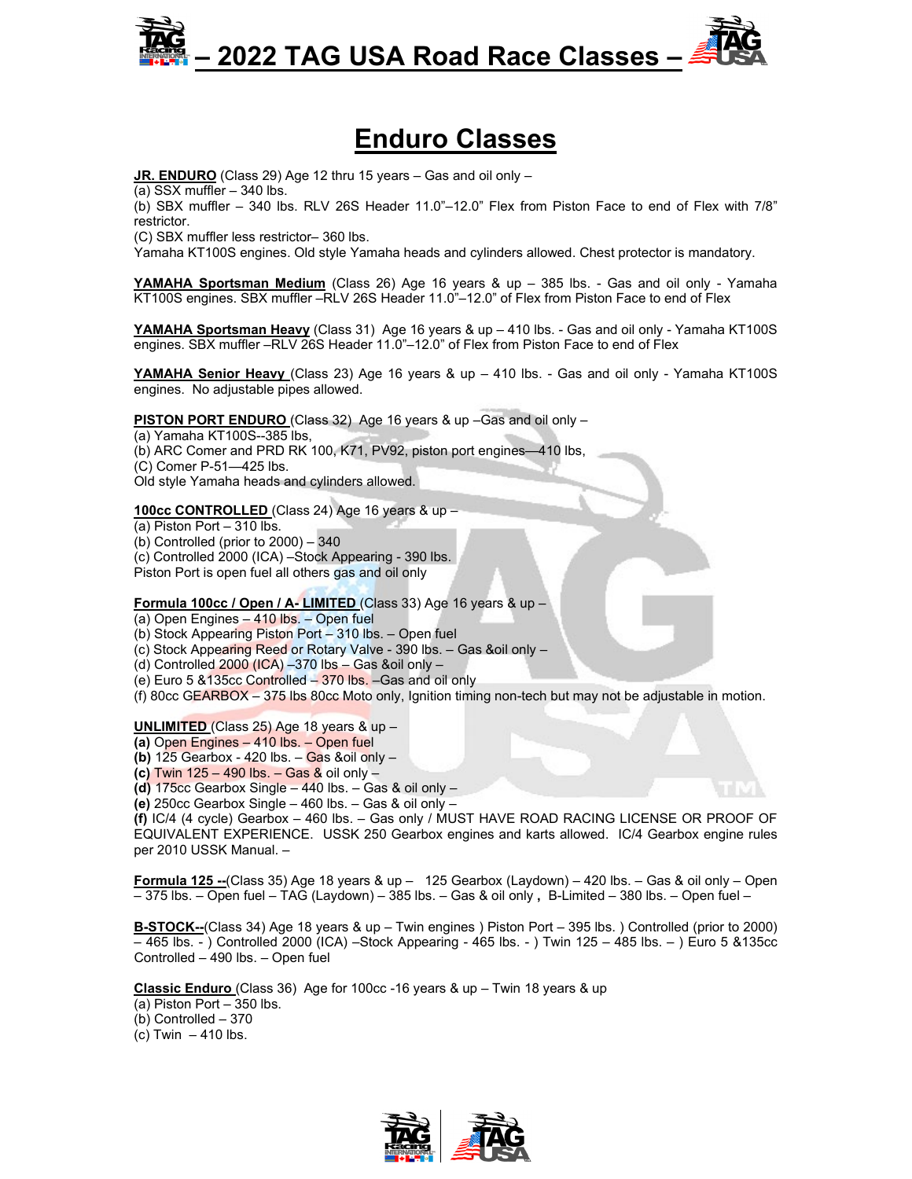# – 2022 TAG USA Road Race Classes –

## Enduro Classes

**JR. ENDURO** (Class 29) Age 12 thru 15 years – Gas and oil only –
(a) SSX muffler – 340 lbs.
(b) SBX muffler – 340 lbs. RLV 26S Header 11.0”–12.0” Flex from Piston Face to end of Flex with 7/8” restrictor.
(C) SBX muffler less restrictor– 360 lbs.
Yamaha KT100S engines. Old style Yamaha heads and cylinders allowed. Chest protector is mandatory.

**YAMAHA Sportsman Medium** (Class 26) Age 16 years & up – 385 lbs. - Gas and oil only - Yamaha KT100S engines. SBX muffler –RLV 26S Header 11.0”–12.0” of Flex from Piston Face to end of Flex

**YAMAHA Sportsman Heavy** (Class 31) Age 16 years & up – 410 lbs. - Gas and oil only - Yamaha KT100S engines. SBX muffler –RLV 26S Header 11.0”–12.0” of Flex from Piston Face to end of Flex

**YAMAHA Senior Heavy** (Class 23) Age 16 years & up – 410 lbs. - Gas and oil only - Yamaha KT100S engines. No adjustable pipes allowed.

**PISTON PORT ENDURO** (Class 32) Age 16 years & up –Gas and oil only –
(a) Yamaha KT100S--385 lbs,
(b) ARC Comer and PRD RK 100, K71, PV92, piston port engines—410 lbs,
(C) Comer P-51—425 lbs.
Old style Yamaha heads and cylinders allowed.

**100cc CONTROLLED** (Class 24) Age 16 years & up –
(a) Piston Port – 310 lbs.
(b) Controlled (prior to 2000) – 340
(c) Controlled 2000 (ICA) –Stock Appearing - 390 lbs.
Piston Port is open fuel all others gas and oil only

**Formula 100cc / Open / A- LIMITED** (Class 33) Age 16 years & up –
(a) Open Engines – 410 lbs. – Open fuel
(b) Stock Appearing Piston Port – 310 lbs. – Open fuel
(c) Stock Appearing Reed or Rotary Valve - 390 lbs. – Gas &oil only –
(d) Controlled 2000 (ICA) –370 lbs – Gas &oil only –
(e) Euro 5 &135cc Controlled – 370 lbs. –Gas and oil only
(f) 80cc GEARBOX – 375 lbs 80cc Moto only, Ignition timing non-tech but may not be adjustable in motion.

**UNLIMITED** (Class 25) Age 18 years & up –
**(a)** Open Engines – 410 lbs. – Open fuel
**(b)** 125 Gearbox - 420 lbs. – Gas &oil only –
**(c)** Twin 125 – 490 lbs. – Gas & oil only –
**(d)** 175cc Gearbox Single – 440 lbs. – Gas & oil only –
**(e)** 250cc Gearbox Single – 460 lbs. – Gas & oil only –
**(f)** IC/4 (4 cycle) Gearbox – 460 lbs. – Gas only / MUST HAVE ROAD RACING LICENSE OR PROOF OF EQUIVALENT EXPERIENCE. USSK 250 Gearbox engines and karts allowed. IC/4 Gearbox engine rules per 2010 USSK Manual. –

**Formula 125 --**(Class 35) Age 18 years & up – 125 Gearbox (Laydown) – 420 lbs. – Gas & oil only – Open – 375 lbs. – Open fuel – TAG (Laydown) – 385 lbs. – Gas & oil only **,** B-Limited – 380 lbs. – Open fuel –

**B-STOCK--**(Class 34) Age 18 years & up – Twin engines ) Piston Port – 395 lbs. ) Controlled (prior to 2000) – 465 lbs. - ) Controlled 2000 (ICA) –Stock Appearing - 465 lbs. - ) Twin 125 – 485 lbs. – ) Euro 5 &135cc Controlled – 490 lbs. – Open fuel

**Classic Enduro** (Class 36) Age for 100cc -16 years & up – Twin 18 years & up
(a) Piston Port – 350 lbs.
(b) Controlled – 370
(c) Twin – 410 lbs.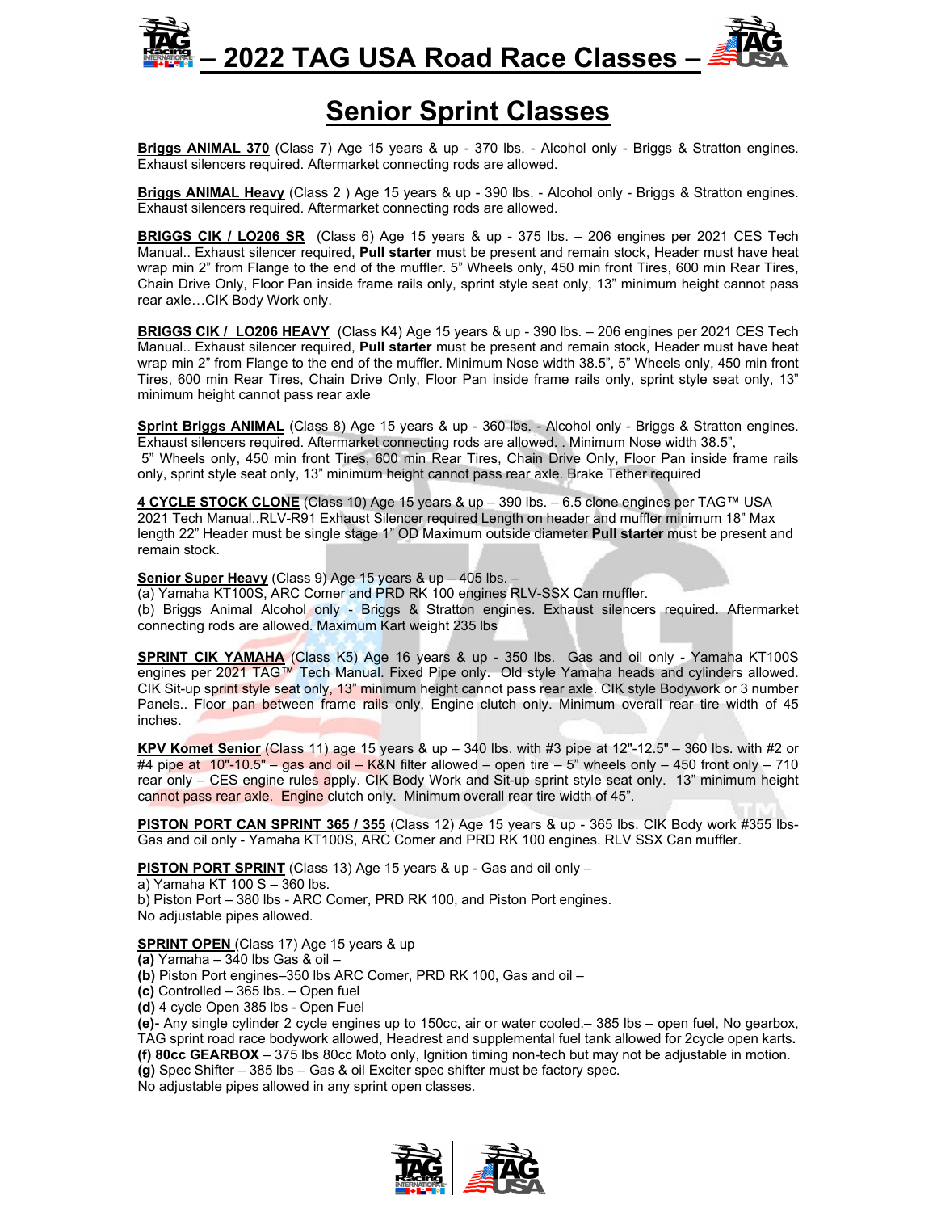# – 2022 TAG USA Road Race Classes –

## Senior Sprint Classes

**Briggs ANIMAL 370** (Class 7) Age 15 years & up - 370 lbs. - Alcohol only - Briggs & Stratton engines. Exhaust silencers required. Aftermarket connecting rods are allowed.

**Briggs ANIMAL Heavy** (Class 2 ) Age 15 years & up - 390 lbs. - Alcohol only - Briggs & Stratton engines. Exhaust silencers required. Aftermarket connecting rods are allowed.

**BRIGGS CIK / LO206 SR** (Class 6) Age 15 years & up - 375 lbs. – 206 engines per 2021 CES Tech Manual.. Exhaust silencer required, **Pull starter** must be present and remain stock, Header must have heat wrap min 2" from Flange to the end of the muffler. 5" Wheels only, 450 min front Tires, 600 min Rear Tires, Chain Drive Only, Floor Pan inside frame rails only, sprint style seat only, 13" minimum height cannot pass rear axle…CIK Body Work only.

**BRIGGS CIK / LO206 HEAVY** (Class K4) Age 15 years & up - 390 lbs. – 206 engines per 2021 CES Tech Manual.. Exhaust silencer required, **Pull starter** must be present and remain stock, Header must have heat wrap min 2" from Flange to the end of the muffler. Minimum Nose width 38.5", 5" Wheels only, 450 min front Tires, 600 min Rear Tires, Chain Drive Only, Floor Pan inside frame rails only, sprint style seat only, 13" minimum height cannot pass rear axle

**Sprint Briggs ANIMAL** (Class 8) Age 15 years & up - 360 lbs. - Alcohol only - Briggs & Stratton engines. Exhaust silencers required. Aftermarket connecting rods are allowed. . Minimum Nose width 38.5", 5" Wheels only, 450 min front Tires, 600 min Rear Tires, Chain Drive Only, Floor Pan inside frame rails only, sprint style seat only, 13" minimum height cannot pass rear axle. Brake Tether required

**4 CYCLE STOCK CLONE** (Class 10) Age 15 years & up – 390 lbs. – 6.5 clone engines per TAG™ USA 2021 Tech Manual..RLV-R91 Exhaust Silencer required Length on header and muffler minimum 18" Max length 22" Header must be single stage 1" OD Maximum outside diameter **Pull starter** must be present and remain stock.

**Senior Super Heavy** (Class 9) Age 15 years & up – 405 lbs. –
(a) Yamaha KT100S, ARC Comer and PRD RK 100 engines RLV-SSX Can muffler.
(b) Briggs Animal Alcohol only - Briggs & Stratton engines. Exhaust silencers required. Aftermarket connecting rods are allowed. Maximum Kart weight 235 lbs

**SPRINT CIK YAMAHA** (Class K5) Age 16 years & up - 350 lbs. Gas and oil only - Yamaha KT100S engines per 2021 TAG™ Tech Manual. Fixed Pipe only. Old style Yamaha heads and cylinders allowed. CIK Sit-up sprint style seat only, 13" minimum height cannot pass rear axle. CIK style Bodywork or 3 number Panels.. Floor pan between frame rails only, Engine clutch only. Minimum overall rear tire width of 45 inches.

**KPV Komet Senior** (Class 11) age 15 years & up – 340 lbs. with #3 pipe at 12"-12.5" – 360 lbs. with #2 or #4 pipe at 10"-10.5" – gas and oil – K&N filter allowed – open tire – 5" wheels only – 450 front only – 710 rear only – CES engine rules apply. CIK Body Work and Sit-up sprint style seat only. 13" minimum height cannot pass rear axle. Engine clutch only. Minimum overall rear tire width of 45".

**PISTON PORT CAN SPRINT 365 / 355** (Class 12) Age 15 years & up - 365 lbs. CIK Body work #355 lbs- Gas and oil only - Yamaha KT100S, ARC Comer and PRD RK 100 engines. RLV SSX Can muffler.

**PISTON PORT SPRINT** (Class 13) Age 15 years & up - Gas and oil only –
a) Yamaha KT 100 S – 360 lbs.
b) Piston Port – 380 lbs - ARC Comer, PRD RK 100, and Piston Port engines.
No adjustable pipes allowed.

**SPRINT OPEN** (Class 17) Age 15 years & up
**(a)** Yamaha – 340 lbs Gas & oil –
**(b)** Piston Port engines–350 lbs ARC Comer, PRD RK 100, Gas and oil –
**(c)** Controlled – 365 lbs. – Open fuel
**(d)** 4 cycle Open 385 lbs - Open Fuel
**(e)-** Any single cylinder 2 cycle engines up to 150cc, air or water cooled.– 385 lbs – open fuel, No gearbox, TAG sprint road race bodywork allowed, Headrest and supplemental fuel tank allowed for 2cycle open karts**.**
**(f) 80cc GEARBOX** – 375 lbs 80cc Moto only, Ignition timing non-tech but may not be adjustable in motion.
**(g)** Spec Shifter – 385 lbs – Gas & oil Exciter spec shifter must be factory spec.
No adjustable pipes allowed in any sprint open classes.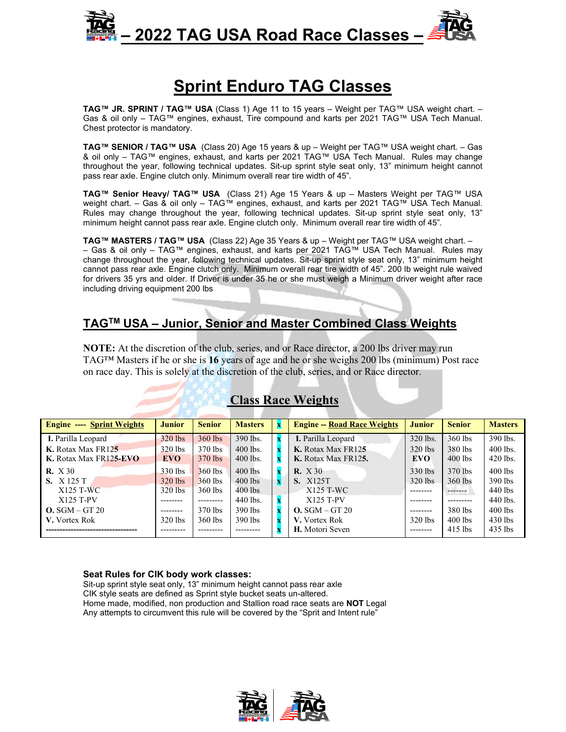# – 2022 TAG USA Road Race Classes –

## Sprint Enduro TAG Classes

**TAG™ JR. SPRINT / TAG™ USA** (Class 1) Age 11 to 15 years – Weight per TAG™ USA weight chart. – Gas & oil only – TAG™ engines, exhaust, Tire compound and karts per 2021 TAG™ USA Tech Manual. Chest protector is mandatory.

**TAG™ SENIOR / TAG™ USA** (Class 20) Age 15 years & up – Weight per TAG™ USA weight chart. – Gas & oil only – TAG™ engines, exhaust, and karts per 2021 TAG™ USA Tech Manual. Rules may change throughout the year, following technical updates. Sit-up sprint style seat only, 13" minimum height cannot pass rear axle. Engine clutch only. Minimum overall rear tire width of 45".

**TAG™ Senior Heavy/ TAG™ USA** (Class 21) Age 15 Years & up – Masters Weight per TAG™ USA weight chart. – Gas & oil only – TAG™ engines, exhaust, and karts per 2021 TAG™ USA Tech Manual. Rules may change throughout the year, following technical updates. Sit-up sprint style seat only, 13" minimum height cannot pass rear axle. Engine clutch only. Minimum overall rear tire width of 45".

**TAG™ MASTERS / TAG™ USA** (Class 22) Age 35 Years & up – Weight per TAG™ USA weight chart. – – Gas & oil only – TAG™ engines, exhaust, and karts per 2021 TAG™ USA Tech Manual. Rules may change throughout the year, following technical updates. Sit-up sprint style seat only, 13" minimum height cannot pass rear axle. Engine clutch only. Minimum overall rear tire width of 45". 200 lb weight rule waived for drivers 35 yrs and older. If Driver is under 35 he or she must weigh a Minimum driver weight after race including driving equipment 200 lbs

## TAG[TM] USA – Junior, Senior and Master Combined Class Weights

**NOTE:** At the discretion of the club, series, and or Race director, a 200 lbs driver may run TAG™ Masters if he or she is **16** years of age and he or she weighs 200 lbs (minimum) Post race on race day. This is solely at the discretion of the club, series, and or Race director.

### Class Race Weights

| Engine ---- Sprint Weights | Junior | Senior | Masters | x | Engine -- Road Race Weights | Junior | Senior | Masters |
|---|---|---|---|---|---|---|---|---|
| **I.** Parilla Leopard | 320 lbs | 360 lbs | 390 lbs. | x | **I.** Parilla Leopard | 320 lbs. | 360 lbs | 390 lbs. |
| **K.** Rotax Max FR12**5** | 320 lbs | 370 lbs | 400 lbs. | x | **K.** Rotax Max FR12**5** | 320 lbs | 380 lbs | 400 lbs. |
| **K.** Rotax Max FR12**5-EVO** | **EVO** | 370 lbs | 400 lbs. | x | **K.** Rotax Max FR12**5.** | **EVO** | 400 lbs | 420 lbs. |
| **R.** X 30 | 330 lbs | 360 lbs | 400 lbs | x | **R.** X 30 | 330 lbs | 370 lbs | 400 lbs |
| **S.** X 125 T | 320 lbs | 360 lbs | 400 lbs | x | **S.** X125T | 320 lbs | 360 lbs | 390 lbs |
| X125 T-WC | 320 lbs | 360 lbs | 400 lbs | | X125 T-WC | -------- | ------- | 440 lbs |
| X125 T-PV | -------- | --------- | 440 lbs. | x | X125 T-PV | -------- | --------- | 440 lbs. |
| **O.** SGM – GT 20 | -------- | 370 lbs | 390 lbs | x | **O.** SGM – GT 20 | -------- | 380 lbs | 400 lbs |
| **V.** Vortex Rok | 320 lbs | 360 lbs | 390 lbs | x | **V.** Vortex Rok | 320 lbs | 400 lbs | 430 lbs |
| --------------------------------- | --------- | --------- | --------- | x | **H.** Motori Seven | -------- | 415 lbs | 435 lbs |

**Seat Rules for CIK body work classes:**

Sit-up sprint style seat only, 13" minimum height cannot pass rear axle
CIK style seats are defined as Sprint style bucket seats un-altered.
Home made, modified, non production and Stallion road race seats are **NOT** Legal
Any attempts to circumvent this rule will be covered by the "Sprit and Intent rule"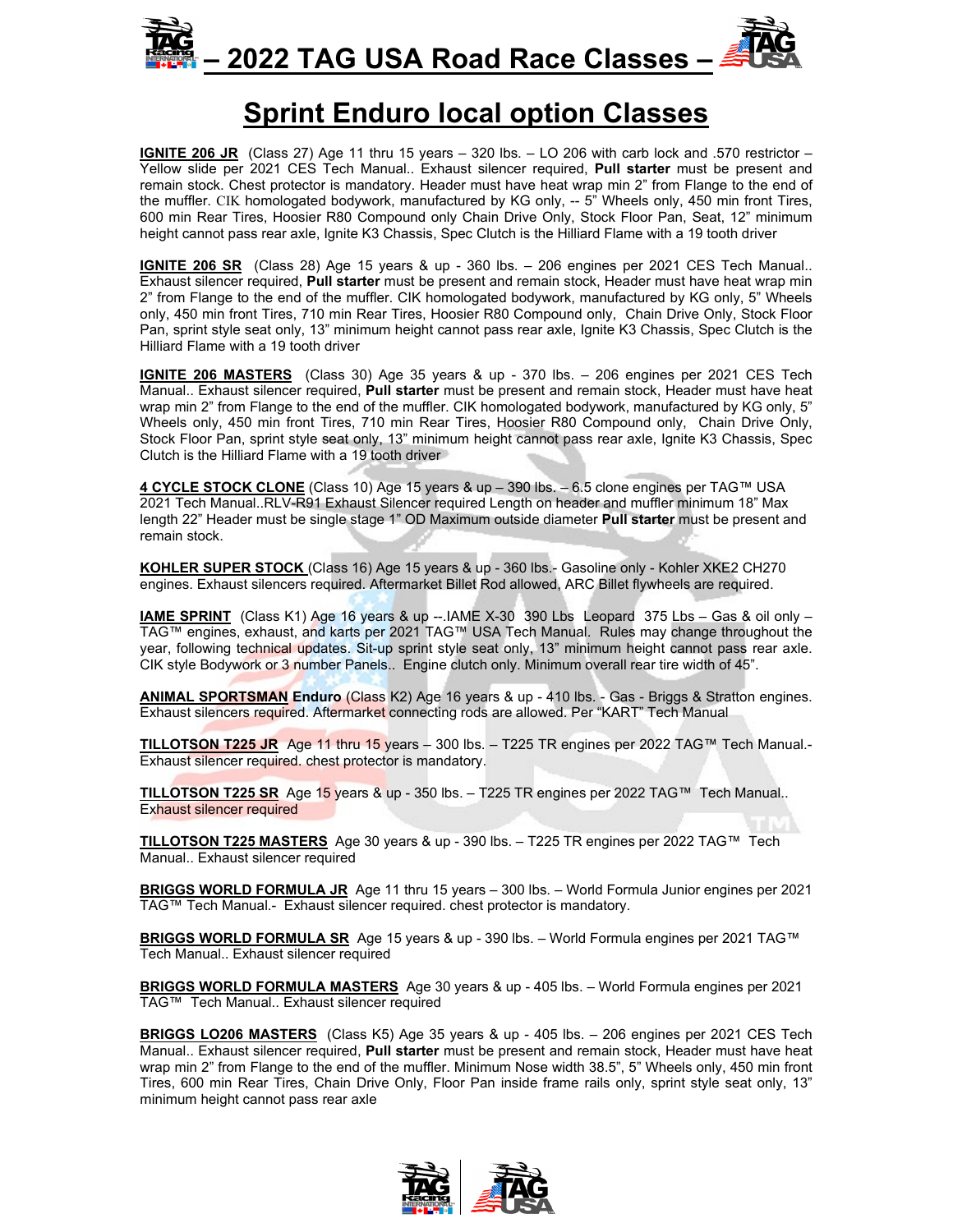# – 2022 TAG USA Road Race Classes –

## Sprint Enduro local option Classes

**IGNITE 206 JR** (Class 27) Age 11 thru 15 years – 320 lbs. – LO 206 with carb lock and .570 restrictor – Yellow slide per 2021 CES Tech Manual.. Exhaust silencer required, **Pull starter** must be present and remain stock. Chest protector is mandatory. Header must have heat wrap min 2" from Flange to the end of the muffler. CIK homologated bodywork, manufactured by KG only, -- 5" Wheels only, 450 min front Tires, 600 min Rear Tires, Hoosier R80 Compound only Chain Drive Only, Stock Floor Pan, Seat, 12" minimum height cannot pass rear axle, Ignite K3 Chassis, Spec Clutch is the Hilliard Flame with a 19 tooth driver

**IGNITE 206 SR** (Class 28) Age 15 years & up - 360 lbs. – 206 engines per 2021 CES Tech Manual.. Exhaust silencer required, **Pull starter** must be present and remain stock, Header must have heat wrap min 2" from Flange to the end of the muffler. CIK homologated bodywork, manufactured by KG only, 5" Wheels only, 450 min front Tires, 710 min Rear Tires, Hoosier R80 Compound only, Chain Drive Only, Stock Floor Pan, sprint style seat only, 13" minimum height cannot pass rear axle, Ignite K3 Chassis, Spec Clutch is the Hilliard Flame with a 19 tooth driver

**IGNITE 206 MASTERS** (Class 30) Age 35 years & up - 370 lbs. – 206 engines per 2021 CES Tech Manual.. Exhaust silencer required, **Pull starter** must be present and remain stock, Header must have heat wrap min 2" from Flange to the end of the muffler. CIK homologated bodywork, manufactured by KG only, 5" Wheels only, 450 min front Tires, 710 min Rear Tires, Hoosier R80 Compound only, Chain Drive Only, Stock Floor Pan, sprint style seat only, 13" minimum height cannot pass rear axle, Ignite K3 Chassis, Spec Clutch is the Hilliard Flame with a 19 tooth driver

**4 CYCLE STOCK CLONE** (Class 10) Age 15 years & up – 390 lbs. – 6.5 clone engines per TAG™ USA 2021 Tech Manual..RLV-R91 Exhaust Silencer required Length on header and muffler minimum 18" Max length 22" Header must be single stage 1" OD Maximum outside diameter **Pull starter** must be present and remain stock.

**KOHLER SUPER STOCK** (Class 16) Age 15 years & up - 360 lbs.- Gasoline only - Kohler XKE2 CH270 engines. Exhaust silencers required. Aftermarket Billet Rod allowed, ARC Billet flywheels are required.

**IAME SPRINT** (Class K1) Age 16 years & up --.IAME X-30 390 Lbs Leopard 375 Lbs – Gas & oil only – TAG™ engines, exhaust, and karts per 2021 TAG™ USA Tech Manual. Rules may change throughout the year, following technical updates. Sit-up sprint style seat only, 13" minimum height cannot pass rear axle. CIK style Bodywork or 3 number Panels.. Engine clutch only. Minimum overall rear tire width of 45".

**ANIMAL SPORTSMAN Enduro** (Class K2) Age 16 years & up - 410 lbs. - Gas - Briggs & Stratton engines. Exhaust silencers required. Aftermarket connecting rods are allowed. Per "KART" Tech Manual

**TILLOTSON T225 JR** Age 11 thru 15 years – 300 lbs. – T225 TR engines per 2022 TAG™ Tech Manual.- Exhaust silencer required. chest protector is mandatory.

**TILLOTSON T225 SR** Age 15 years & up - 350 lbs. – T225 TR engines per 2022 TAG™ Tech Manual.. Exhaust silencer required

**TILLOTSON T225 MASTERS** Age 30 years & up - 390 lbs. – T225 TR engines per 2022 TAG™ Tech Manual.. Exhaust silencer required

**BRIGGS WORLD FORMULA JR** Age 11 thru 15 years – 300 lbs. – World Formula Junior engines per 2021 TAG™ Tech Manual.- Exhaust silencer required. chest protector is mandatory.

**BRIGGS WORLD FORMULA SR** Age 15 years & up - 390 lbs. – World Formula engines per 2021 TAG™ Tech Manual.. Exhaust silencer required

**BRIGGS WORLD FORMULA MASTERS** Age 30 years & up - 405 lbs. – World Formula engines per 2021 TAG™ Tech Manual.. Exhaust silencer required

**BRIGGS LO206 MASTERS** (Class K5) Age 35 years & up - 405 lbs. – 206 engines per 2021 CES Tech Manual.. Exhaust silencer required, **Pull starter** must be present and remain stock, Header must have heat wrap min 2" from Flange to the end of the muffler. Minimum Nose width 38.5", 5" Wheels only, 450 min front Tires, 600 min Rear Tires, Chain Drive Only, Floor Pan inside frame rails only, sprint style seat only, 13" minimum height cannot pass rear axle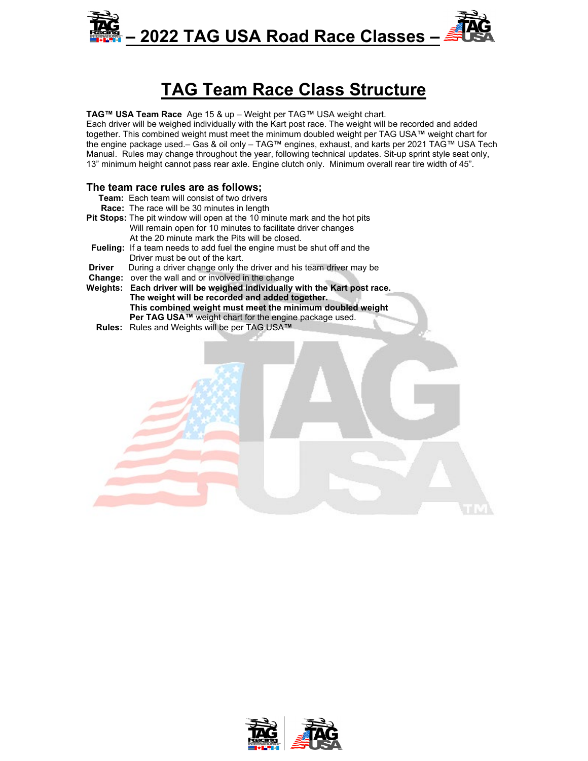# – 2022 TAG USA Road Race Classes –

## TAG Team Race Class Structure

**TAG™ USA Team Race** Age 15 & up – Weight per TAG™ USA weight chart.
Each driver will be weighed individually with the Kart post race. The weight will be recorded and added together. This combined weight must meet the minimum doubled weight per TAG USA™ weight chart for the engine package used.– Gas & oil only – TAG™ engines, exhaust, and karts per 2021 TAG™ USA Tech Manual. Rules may change throughout the year, following technical updates. Sit-up sprint style seat only, 13" minimum height cannot pass rear axle. Engine clutch only. Minimum overall rear tire width of 45".

### The team race rules are as follows;

**Team:** Each team will consist of two drivers

**Race:** The race will be 30 minutes in length

**Pit Stops:** The pit window will open at the 10 minute mark and the hot pits Will remain open for 10 minutes to facilitate driver changes At the 20 minute mark the Pits will be closed.

**Fueling:** If a team needs to add fuel the engine must be shut off and the Driver must be out of the kart.

**Driver Change:** During a driver change only the driver and his team driver may be over the wall and or involved in the change

**Weights:** **Each driver will be weighed individually with the Kart post race. The weight will be recorded and added together. This combined weight must meet the minimum doubled weight Per TAG USA™** weight chart for the engine package used.

**Rules:** Rules and Weights will be per TAG USA™